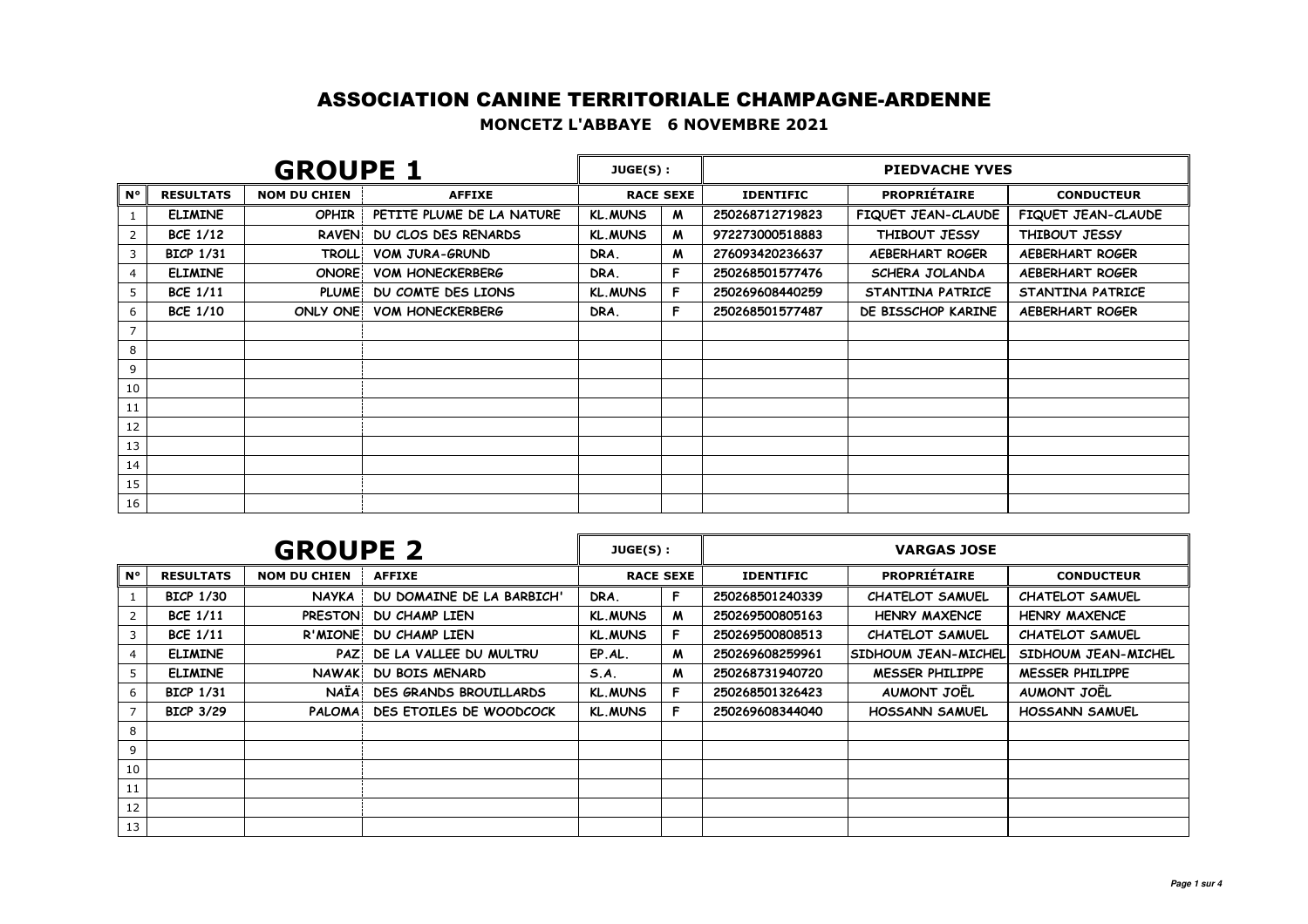# ASSOCIATION CANINE TERRITORIALE CHAMPAGNE-ARDENNE

## MONCETZ L'ABBAYE 6 NOVEMBRE 2021

| GROUPE 1 | | | | JUGE(S) : | | PIEDVACHE YVES | | |
|---|---|---|---|---|---|---|---|---|
| N° | RESULTATS | NOM DU CHIEN | AFFIXE | RACE | SEXE | IDENTIFIC | PROPRIÉTAIRE | CONDUCTEUR |
| 1 | ELIMINE | OPHIR | PETITE PLUME DE LA NATURE | KL.MUNS | M | 250268712719823 | FIQUET JEAN-CLAUDE | FIQUET JEAN-CLAUDE |
| 2 | BCE 1/12 | RAVEN | DU CLOS DES RENARDS | KL.MUNS | M | 972273000518883 | THIBOUT JESSY | THIBOUT JESSY |
| 3 | BICP 1/31 | TROLL | VOM JURA-GRUND | DRA. | M | 276093420236637 | AEBERHART ROGER | AEBERHART ROGER |
| 4 | ELIMINE | ONORE | VOM HONECKERBERG | DRA. | F | 250268501577476 | SCHERA JOLANDA | AEBERHART ROGER |
| 5 | BCE 1/11 | PLUME | DU COMTE DES LIONS | KL.MUNS | F | 250269608440259 | STANTINA PATRICE | STANTINA PATRICE |
| 6 | BCE 1/10 | ONLY ONE | VOM HONECKERBERG | DRA. | F | 250268501577487 | DE BISSCHOP KARINE | AEBERHART ROGER |
| 7 | | | | | | | | |
| 8 | | | | | | | | |
| 9 | | | | | | | | |
| 10 | | | | | | | | |
| 11 | | | | | | | | |
| 12 | | | | | | | | |
| 13 | | | | | | | | |
| 14 | | | | | | | | |
| 15 | | | | | | | | |
| 16 | | | | | | | | |

| GROUPE 2 | | | | JUGE(S) : | | VARGAS JOSE | | |
|---|---|---|---|---|---|---|---|---|
| N° | RESULTATS | NOM DU CHIEN | AFFIXE | RACE | SEXE | IDENTIFIC | PROPRIÉTAIRE | CONDUCTEUR |
| 1 | BICP 1/30 | NAYKA | DU DOMAINE DE LA BARBICH' | DRA. | F | 250268501240339 | CHATELOT SAMUEL | CHATELOT SAMUEL |
| 2 | BCE 1/11 | PRESTON | DU CHAMP LIEN | KL.MUNS | M | 250269500805163 | HENRY MAXENCE | HENRY MAXENCE |
| 3 | BCE 1/11 | R'MIONE | DU CHAMP LIEN | KL.MUNS | F | 250269500808513 | CHATELOT SAMUEL | CHATELOT SAMUEL |
| 4 | ELIMINE | PAZ | DE LA VALLEE DU MULTRU | EP.AL. | M | 250269608259961 | SIDHOUM JEAN-MICHEL | SIDHOUM JEAN-MICHEL |
| 5 | ELIMINE | NAWAK | DU BOIS MENARD | S.A. | M | 250268731940720 | MESSER PHILIPPE | MESSER PHILIPPE |
| 6 | BICP 1/31 | NAÏA | DES GRANDS BROUILLARDS | KL.MUNS | F | 250268501326423 | AUMONT JOËL | AUMONT JOËL |
| 7 | BICP 3/29 | PALOMA | DES ETOILES DE WOODCOCK | KL.MUNS | F | 250269608344040 | HOSSANN SAMUEL | HOSSANN SAMUEL |
| 8 | | | | | | | | |
| 9 | | | | | | | | |
| 10 | | | | | | | | |
| 11 | | | | | | | | |
| 12 | | | | | | | | |
| 13 | | | | | | | | |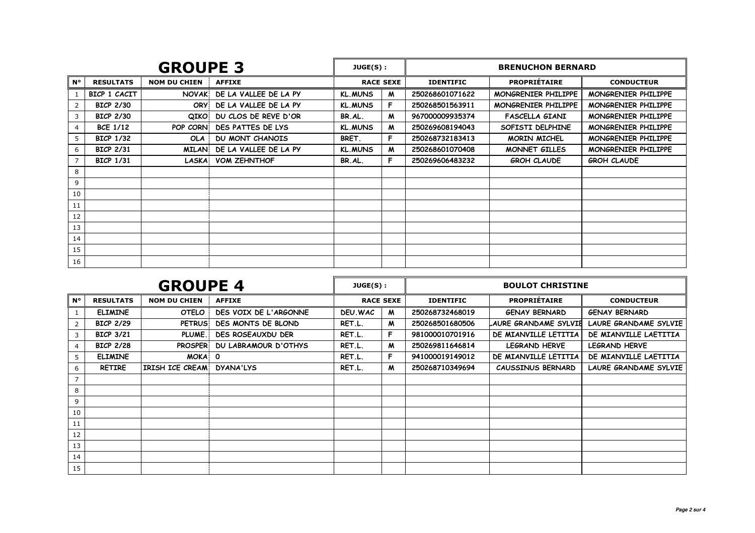## GROUPE 3

JUGE(S) : BRENUCHON BERNARD

| N° | RESULTATS | NOM DU CHIEN | AFFIXE | RACE | SEXE | IDENTIFIC | PROPRIÉTAIRE | CONDUCTEUR |
|---|---|---|---|---|---|---|---|---|
| 1 | BICP 1 CACIT | NOVAK | DE LA VALLEE DE LA PY | KL.MUNS | M | 250268601071622 | MONGRENIER PHILIPPE | MONGRENIER PHILIPPE |
| 2 | BICP 2/30 | ORY | DE LA VALLEE DE LA PY | KL.MUNS | F | 250268501563911 | MONGRENIER PHILIPPE | MONGRENIER PHILIPPE |
| 3 | BICP 2/30 | QIKO | DU CLOS DE REVE D'OR | BR.AL. | M | 967000009935374 | FASCELLA GIANI | MONGRENIER PHILIPPE |
| 4 | BCE 1/12 | POP CORN | DES PATTES DE LYS | KL.MUNS | M | 250269608194043 | SOFISTI DELPHINE | MONGRENIER PHILIPPE |
| 5 | BICP 1/32 | OLA | DU MONT CHANOIS | BRET. | F | 250268732183413 | MORIN MICHEL | MONGRENIER PHILIPPE |
| 6 | BICP 2/31 | MILAN | DE LA VALLEE DE LA PY | KL.MUNS | M | 250268601070408 | MONNET GILLES | MONGRENIER PHILIPPE |
| 7 | BICP 1/31 | LASKA | VOM ZEHNTHOF | BR.AL. | F | 250269606483232 | GROH CLAUDE | GROH CLAUDE |
| 8 | | | | | | | | |
| 9 | | | | | | | | |
| 10 | | | | | | | | |
| 11 | | | | | | | | |
| 12 | | | | | | | | |
| 13 | | | | | | | | |
| 14 | | | | | | | | |
| 15 | | | | | | | | |
| 16 | | | | | | | | |

## GROUPE 4

JUGE(S) : BOULOT CHRISTINE

| N° | RESULTATS | NOM DU CHIEN | AFFIXE | RACE | SEXE | IDENTIFIC | PROPRIÉTAIRE | CONDUCTEUR |
|---|---|---|---|---|---|---|---|---|
| 1 | ELIMINE | OTELO | DES VOIX DE L'ARGONNE | DEU.WAC | M | 250268732468019 | GENAY BERNARD | GENAY BERNARD |
| 2 | BICP 2/29 | PETRUS | DES MONTS DE BLOND | RET.L. | M | 250268501680506 | LAURE GRANDAME SYLVIE | LAURE GRANDAME SYLVIE |
| 3 | BICP 3/21 | PLUME. | DES ROSEAUXDU DER | RET.L. | F | 981000010701916 | DE MIANVILLE LETITIA | DE MIANVILLE LAETITIA |
| 4 | BICP 2/28 | PROSPER | DU LABRAMOUR D'OTHYS | RET.L. | M | 250269811646814 | LEGRAND HERVE | LEGRAND HERVE |
| 5 | ELIMINE | MOKA | 0 | RET.L. | F | 941000019149012 | DE MIANVILLE LETITIA | DE MIANVILLE LAETITIA |
| 6 | RETIRE | IRISH ICE CREAM | DYANA'LYS | RET.L. | M | 250268710349694 | CAUSSINUS BERNARD | LAURE GRANDAME SYLVIE |
| 7 | | | | | | | | |
| 8 | | | | | | | | |
| 9 | | | | | | | | |
| 10 | | | | | | | | |
| 11 | | | | | | | | |
| 12 | | | | | | | | |
| 13 | | | | | | | | |
| 14 | | | | | | | | |
| 15 | | | | | | | | |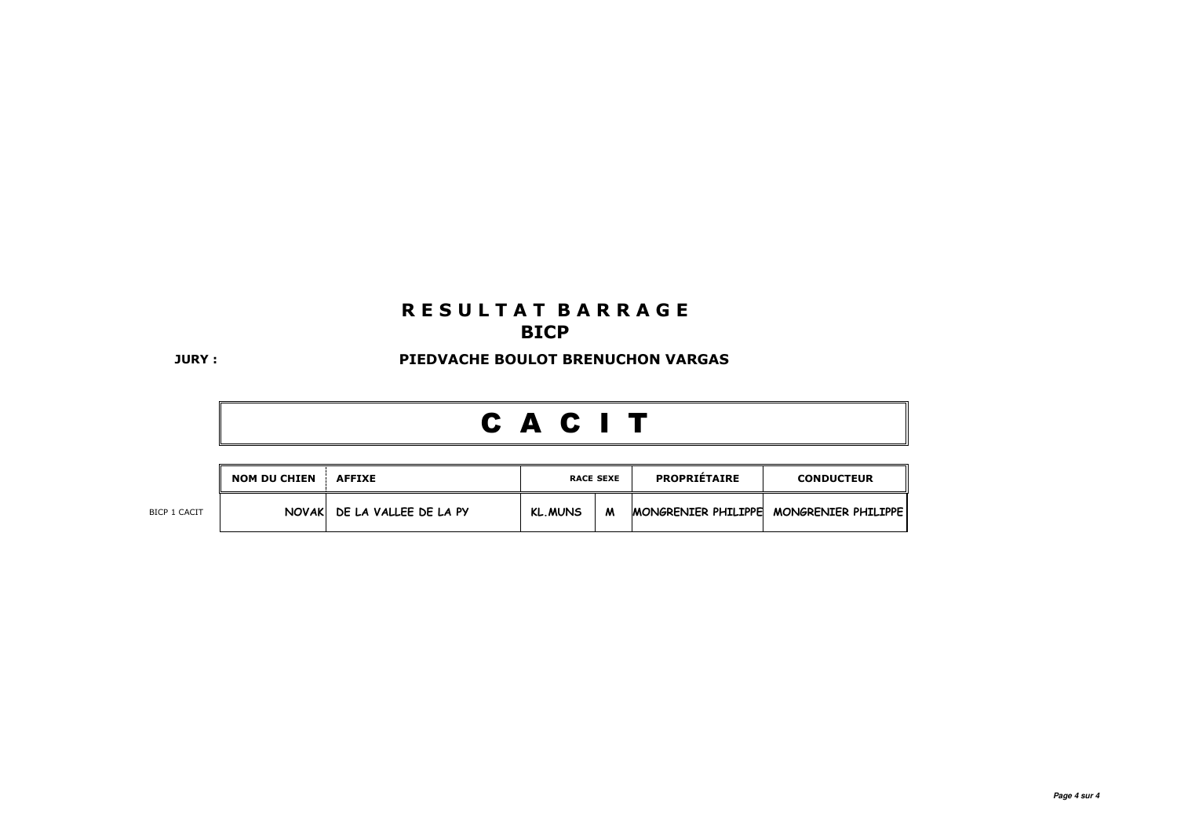# R E S U L T A T B A R R A G E

## BICP

**JURY :** **PIEDVACHE BOULOT BRENUCHON VARGAS**

## C A C I T

| | NOM DU CHIEN | AFFIXE | RACE | SEXE | PROPRIÉTAIRE | CONDUCTEUR |
|---|---|---|---|---|---|---|
| BICP 1 CACIT | NOVAK | DE LA VALLEE DE LA PY | KL.MUNS | M | MONGRENIER PHILIPPE | MONGRENIER PHILIPPE |